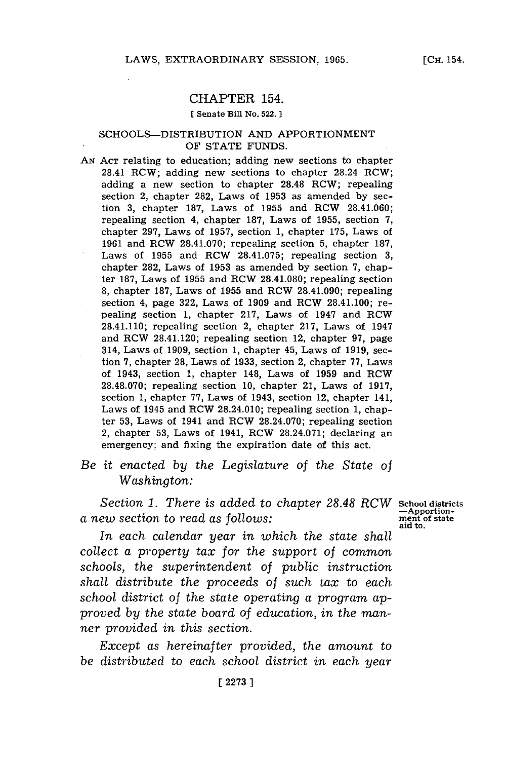# CHAPTER 154.

[ Senate Bill No. 522. ]

## SCHOOLS—DISTRIBUTION AND APPORTIONMENT OF STATE FUNDS.

AN ACT relating to education; adding new sections to chapter 28.41 RCW; adding new sections to chapter 28.24 RCW; adding a new section to chapter 28.48 RCW; repealing section 2, chapter 282, Laws of 1953 as amended by section 3, chapter 187, Laws of 1955 and RCW 28.41.060; repealing section 4, chapter 187, Laws of 1955, section 7, chapter 297, Laws of 1957, section 1, chapter 175, Laws of 1961 and RCW 28.41.070; repealing section 5, chapter 187, Laws of 1955 and RCW 28.41.075; repealing section 3, chapter 282, Laws of 1953 as amended by section 7, chapter 187, Laws of 1955 and RCW 28.41.080; repealing section 8, chapter 187, Laws of 1955 and RCW 28.41.090; repealing section 4, page 322, Laws of 1909 and RCW 28.41.100; repealing section 1, chapter 217, Laws of 1947 and RCW 28.41.110; repealing section 2, chapter 217, Laws of 1947 and RCW 28.41.120; repealing section 12, chapter 97, page 314, Laws of 1909, section 1, chapter 45, Laws of 1919, section 7, chapter 28, Laws of 1933, section 2, chapter 77, Laws of 1943, section 1, chapter 148, Laws of 1959 and RCW 28.48.070; repealing section 10, chapter 21, Laws of 1917, section 1, chapter 77, Laws of 1943, section 12, chapter 141, Laws of 1945 and RCW 28.24.010; repealing section 1, chapter 53, Laws of 1941 and RCW 28.24.070; repealing section 2, chapter 53, Laws of 1941, RCW 28.24.071; declaring an emergency; and fixing the expiration date of this act.

*Be it enacted by the Legislature of the State of Washington:*

School districts—Apportionment of state aid to.

*Section 1. There is added to chapter 28.48 RCW a new section to read as follows:*

*In each calendar year in which the state shall collect a property tax for the support of common schools, the superintendent of public instruction shall distribute the proceeds of such tax to each school district of the state operating a program approved by the state board of education, in the manner provided in this section.*

*Except as hereinafter provided, the amount to be distributed to each school district in each year*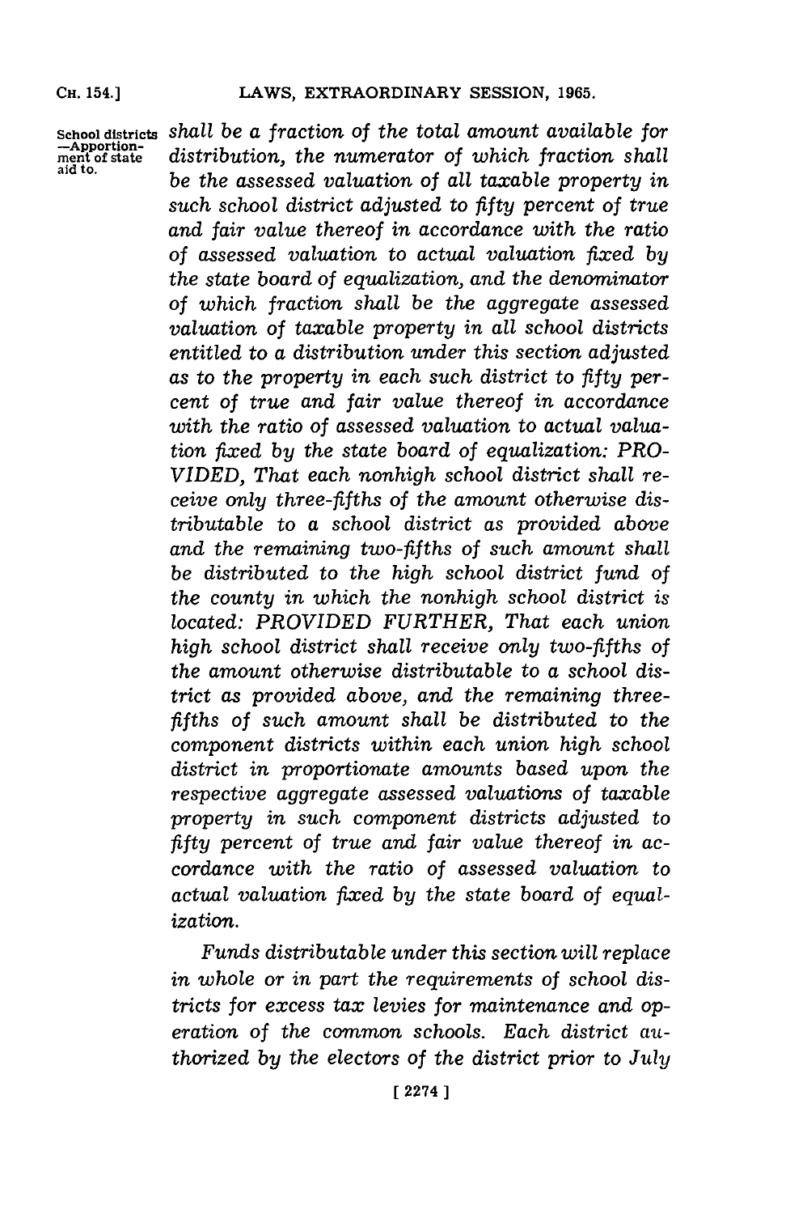*shall be a fraction of the total amount available for distribution, the numerator of which fraction shall be the assessed valuation of all taxable property in such school district adjusted to fifty percent of true and fair value thereof in accordance with the ratio of assessed valuation to actual valuation fixed by the state board of equalization, and the denominator of which fraction shall be the aggregate assessed valuation of taxable property in all school districts entitled to a distribution under this section adjusted as to the property in each such district to fifty percent of true and fair value thereof in accordance with the ratio of assessed valuation to actual valuation fixed by the state board of equalization: PROVIDED, That each nonhigh school district shall receive only three-fifths of the amount otherwise distributable to a school district as provided above and the remaining two-fifths of such amount shall be distributed to the high school district fund of the county in which the nonhigh school district is located: PROVIDED FURTHER, That each union high school district shall receive only two-fifths of the amount otherwise distributable to a school district as provided above, and the remaining three-fifths of such amount shall be distributed to the component districts within each union high school district in proportionate amounts based upon the respective aggregate assessed valuations of taxable property in such component districts adjusted to fifty percent of true and fair value thereof in accordance with the ratio of assessed valuation to actual valuation fixed by the state board of equalization.*

*Funds distributable under this section will replace in whole or in part the requirements of school districts for excess tax levies for maintenance and operation of the common schools. Each district authorized by the electors of the district prior to July*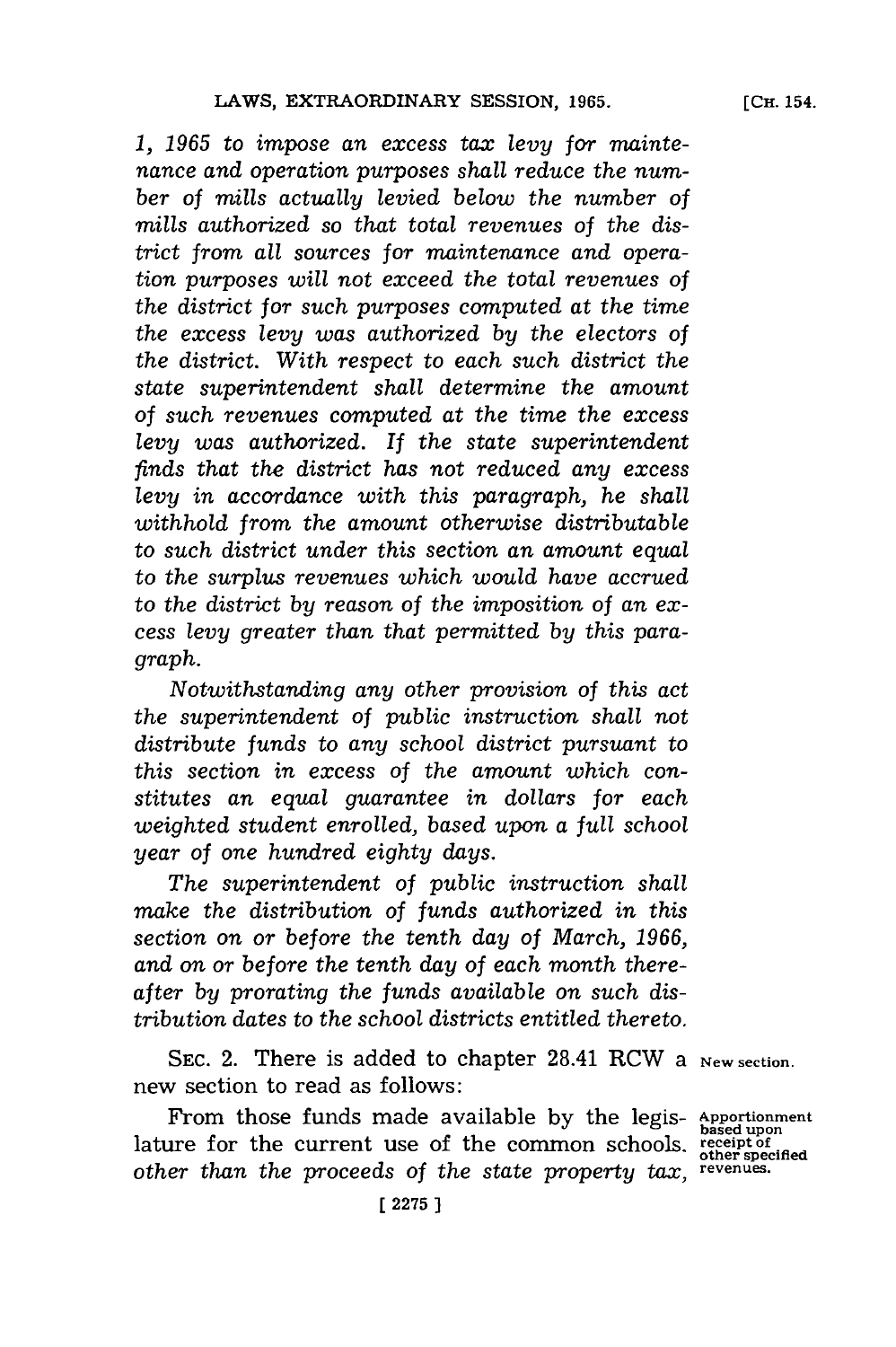*1, 1965 to impose an excess tax levy for maintenance and operation purposes shall reduce the number of mills actually levied below the number of mills authorized so that total revenues of the district from all sources for maintenance and operation purposes will not exceed the total revenues of the district for such purposes computed at the time the excess levy was authorized by the electors of the district. With respect to each such district the state superintendent shall determine the amount of such revenues computed at the time the excess levy was authorized. If the state superintendent finds that the district has not reduced any excess levy in accordance with this paragraph, he shall withhold from the amount otherwise distributable to such district under this section an amount equal to the surplus revenues which would have accrued to the district by reason of the imposition of an excess levy greater than that permitted by this paragraph.*

*Notwithstanding any other provision of this act the superintendent of public instruction shall not distribute funds to any school district pursuant to this section in excess of the amount which constitutes an equal guarantee in dollars for each weighted student enrolled, based upon a full school year of one hundred eighty days.*

*The superintendent of public instruction shall make the distribution of funds authorized in this section on or before the tenth day of March, 1966, and on or before the tenth day of each month thereafter by prorating the funds available on such distribution dates to the school districts entitled thereto.*

SEC. 2. There is added to chapter 28.41 RCW a new section to read as follows: New section.

From those funds made available by the legislature for the current use of the common schools, *other than the proceeds of the state property tax,* Apportionment based upon receipt of other specified revenues.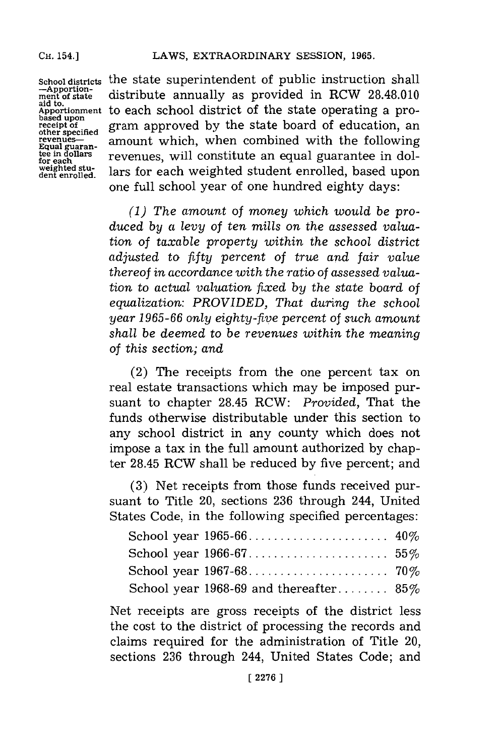School districts —Apportionment of state aid to. Apportionment based upon receipt of other specified revenues—Equal guarantee in dollars for each weighted student enrolled.

the state superintendent of public instruction shall distribute annually as provided in RCW 28.48.010 to each school district of the state operating a program approved by the state board of education, an amount which, when combined with the following revenues, will constitute an equal guarantee in dollars for each weighted student enrolled, based upon one full school year of one hundred eighty days:

*(1) The amount of money which would be produced by a levy of ten mills on the assessed valuation of taxable property within the school district adjusted to fifty percent of true and fair value thereof in accordance with the ratio of assessed valuation to actual valuation fixed by the state board of equalization: PROVIDED, That during the school year 1965-66 only eighty-five percent of such amount shall be deemed to be revenues within the meaning of this section; and*

(2) The receipts from the one percent tax on real estate transactions which may be imposed pursuant to chapter 28.45 RCW: *Provided,* That the funds otherwise distributable under this section to any school district in any county which does not impose a tax in the full amount authorized by chapter 28.45 RCW shall be reduced by five percent; and

(3) Net receipts from those funds received pursuant to Title 20, sections 236 through 244, United States Code, in the following specified percentages:

| | |
|---|---|
| School year 1965-66 | 40% |
| School year 1966-67 | 55% |
| School year 1967-68 | 70% |
| School year 1968-69 and thereafter | 85% |

Net receipts are gross receipts of the district less the cost to the district of processing the records and claims required for the administration of Title 20, sections 236 through 244, United States Code; and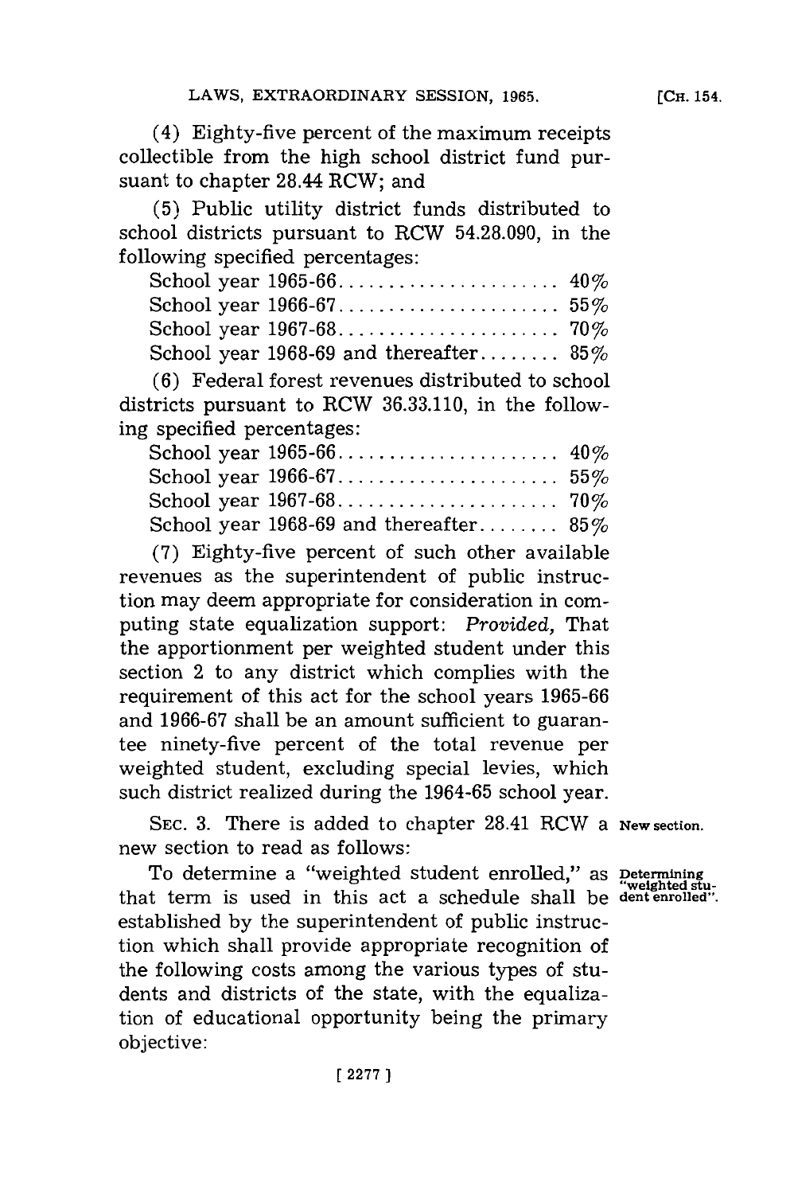(4) Eighty-five percent of the maximum receipts collectible from the high school district fund pursuant to chapter 28.44 RCW; and

(5) Public utility district funds distributed to school districts pursuant to RCW 54.28.090, in the following specified percentages:

School year 1965-66...................... 40%
School year 1966-67...................... 55%
School year 1967-68...................... 70%
School year 1968-69 and thereafter........ 85%

(6) Federal forest revenues distributed to school districts pursuant to RCW 36.33.110, in the following specified percentages:

School year 1965-66...................... 40%
School year 1966-67...................... 55%
School year 1967-68...................... 70%
School year 1968-69 and thereafter........ 85%

(7) Eighty-five percent of such other available revenues as the superintendent of public instruction may deem appropriate for consideration in computing state equalization support: *Provided,* That the apportionment per weighted student under this section 2 to any district which complies with the requirement of this act for the school years 1965-66 and 1966-67 shall be an amount sufficient to guarantee ninety-five percent of the total revenue per weighted student, excluding special levies, which such district realized during the 1964-65 school year.

SEC. 3. There is added to chapter 28.41 RCW a new section to read as follows: **New section.**

To determine a "weighted student enrolled," as that term is used in this act a schedule shall be established by the superintendent of public instruction which shall provide appropriate recognition of the following costs among the various types of students and districts of the state, with the equalization of educational opportunity being the primary objective: **Determining "weighted student enrolled".**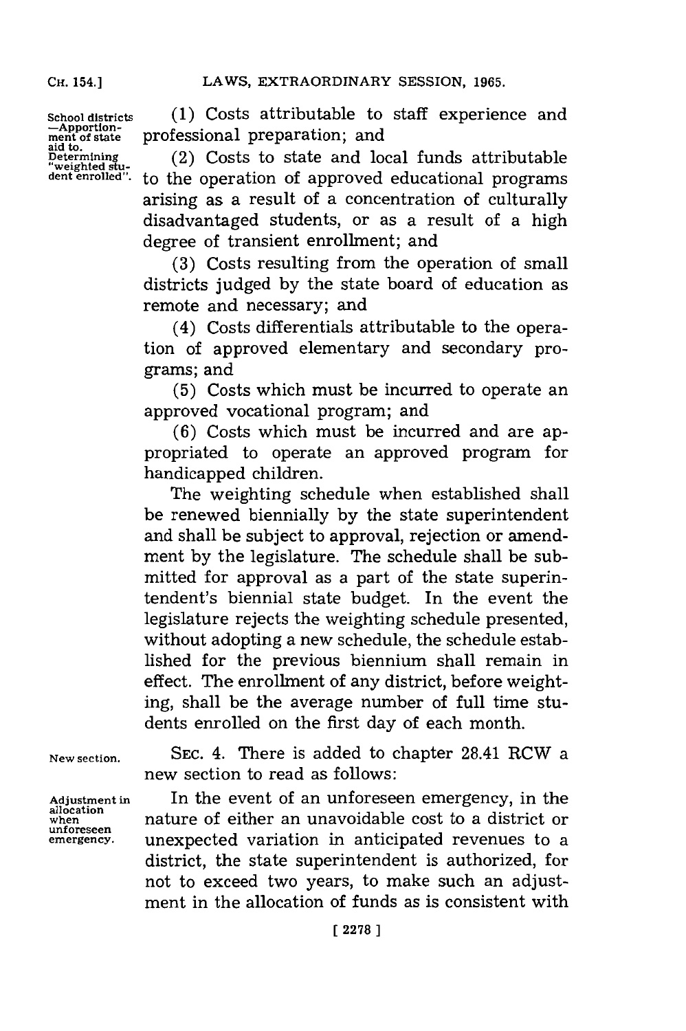School districts—Apportionment of state aid to. Determining "weighted student enrolled".

(1) Costs attributable to staff experience and professional preparation; and

(2) Costs to state and local funds attributable to the operation of approved educational programs arising as a result of a concentration of culturally disadvantaged students, or as a result of a high degree of transient enrollment; and

(3) Costs resulting from the operation of small districts judged by the state board of education as remote and necessary; and

(4) Costs differentials attributable to the operation of approved elementary and secondary programs; and

(5) Costs which must be incurred to operate an approved vocational program; and

(6) Costs which must be incurred and are appropriated to operate an approved program for handicapped children.

The weighting schedule when established shall be renewed biennially by the state superintendent and shall be subject to approval, rejection or amendment by the legislature. The schedule shall be submitted for approval as a part of the state superintendent's biennial state budget. In the event the legislature rejects the weighting schedule presented, without adopting a new schedule, the schedule established for the previous biennium shall remain in effect. The enrollment of any district, before weighting, shall be the average number of full time students enrolled on the first day of each month.

New section.

SEC. 4. There is added to chapter 28.41 RCW a new section to read as follows:

Adjustment in allocation when unforeseen emergency.

In the event of an unforeseen emergency, in the nature of either an unavoidable cost to a district or unexpected variation in anticipated revenues to a district, the state superintendent is authorized, for not to exceed two years, to make such an adjustment in the allocation of funds as is consistent with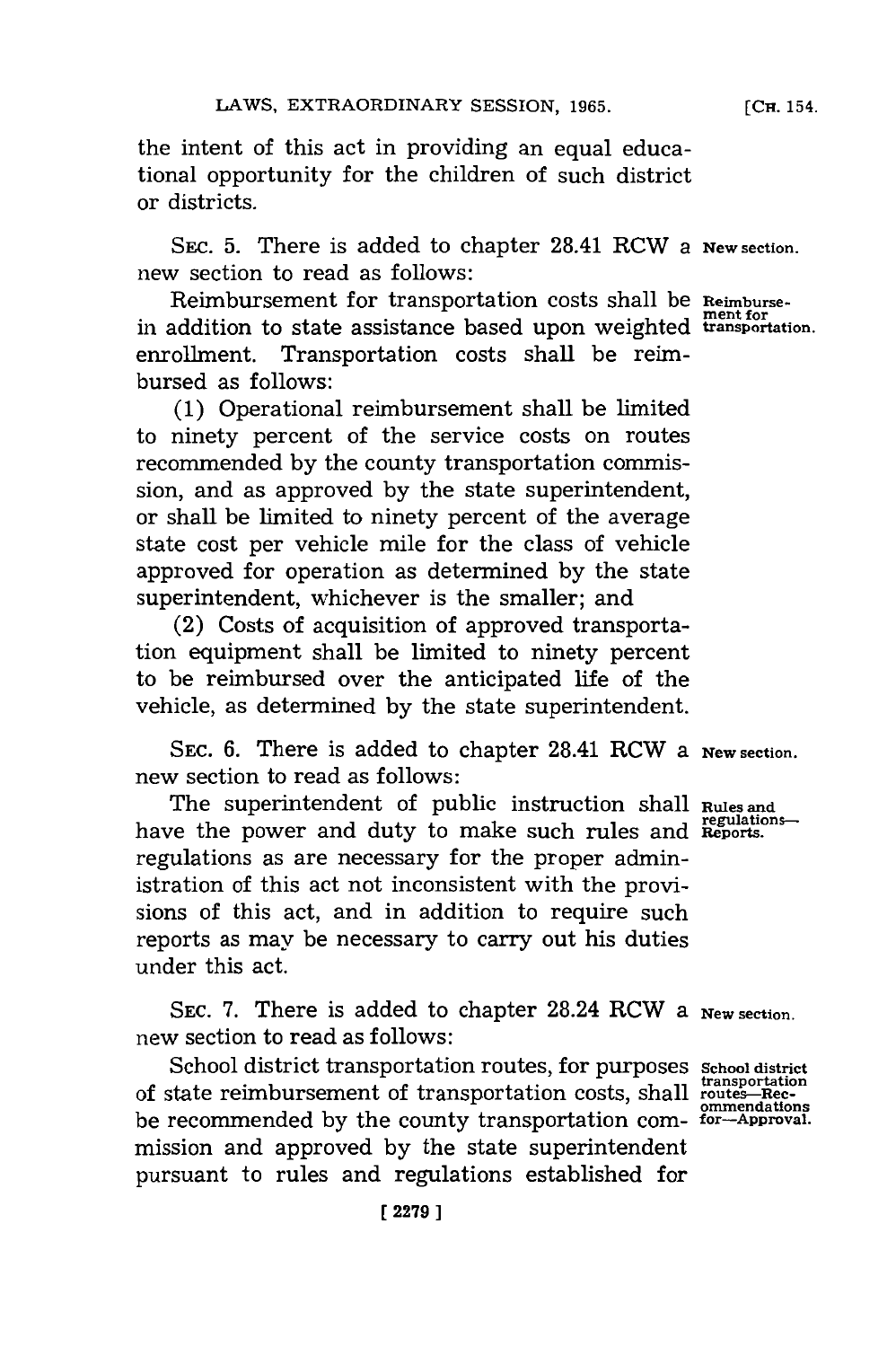the intent of this act in providing an equal educational opportunity for the children of such district or districts.

SEC. 5. There is added to chapter 28.41 RCW a new section to read as follows: **New section.**

**Reimbursement for transportation.** Reimbursement for transportation costs shall be in addition to state assistance based upon weighted enrollment. Transportation costs shall be reimbursed as follows:

(1) Operational reimbursement shall be limited to ninety percent of the service costs on routes recommended by the county transportation commission, and as approved by the state superintendent, or shall be limited to ninety percent of the average state cost per vehicle mile for the class of vehicle approved for operation as determined by the state superintendent, whichever is the smaller; and

(2) Costs of acquisition of approved transportation equipment shall be limited to ninety percent to be reimbursed over the anticipated life of the vehicle, as determined by the state superintendent.

SEC. 6. There is added to chapter 28.41 RCW a new section to read as follows: **New section.**

**Rules and regulations—Reports.** The superintendent of public instruction shall have the power and duty to make such rules and regulations as are necessary for the proper administration of this act not inconsistent with the provisions of this act, and in addition to require such reports as may be necessary to carry out his duties under this act.

SEC. 7. There is added to chapter 28.24 RCW a new section to read as follows: **New section.**

**School district transportation routes—Recommendations for—Approval.** School district transportation routes, for purposes of state reimbursement of transportation costs, shall be recommended by the county transportation commission and approved by the state superintendent pursuant to rules and regulations established for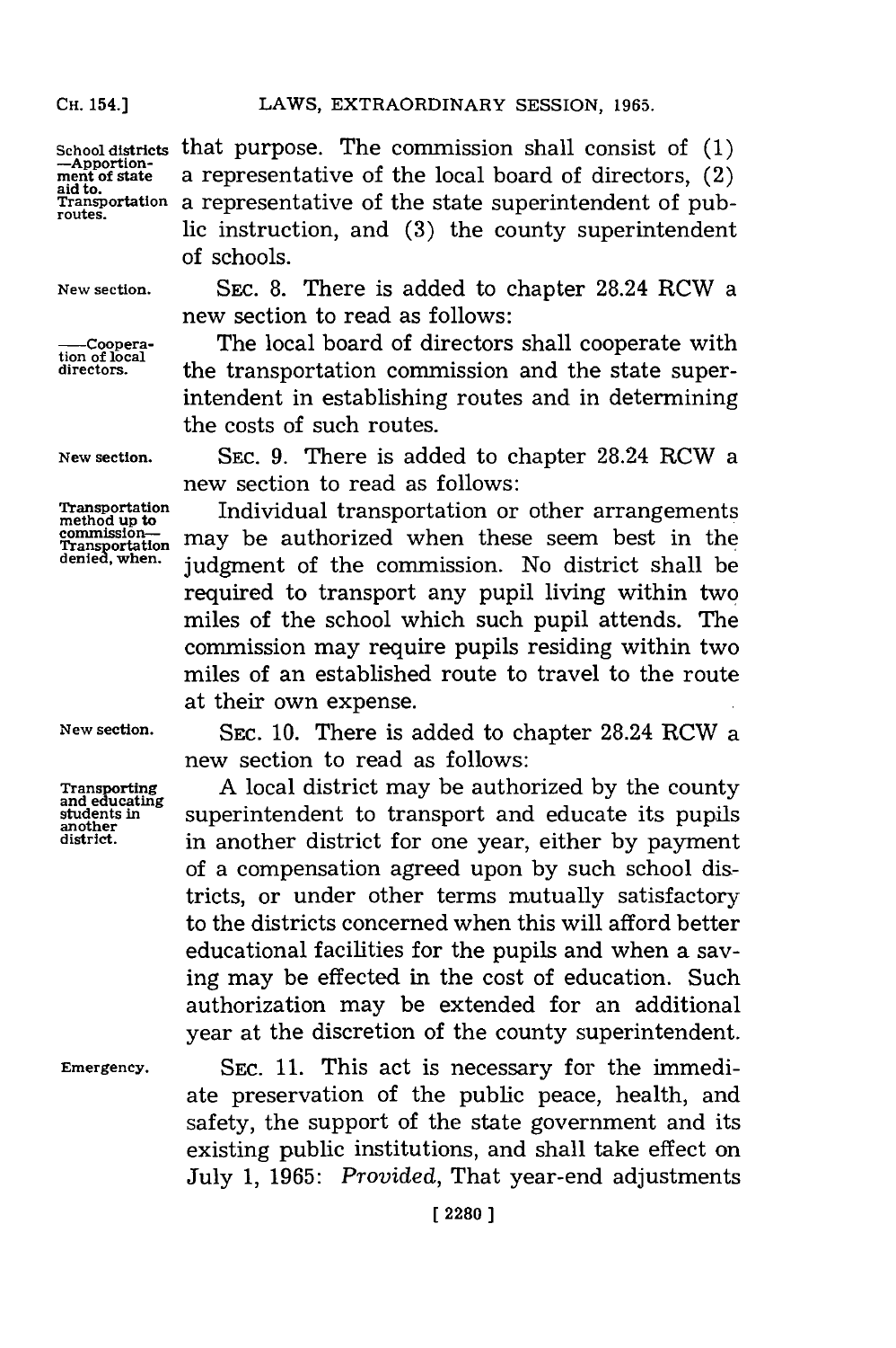that purpose. The commission shall consist of (1) a representative of the local board of directors, (2) a representative of the state superintendent of public instruction, and (3) the county superintendent of schools.

New section. SEC. 8. There is added to chapter 28.24 RCW a new section to read as follows:

—Cooperation of local directors. The local board of directors shall cooperate with the transportation commission and the state superintendent in establishing routes and in determining the costs of such routes.

New section. SEC. 9. There is added to chapter 28.24 RCW a new section to read as follows:

Transportation method up to commission—Transportation denied, when. Individual transportation or other arrangements may be authorized when these seem best in the judgment of the commission. No district shall be required to transport any pupil living within two miles of the school which such pupil attends. The commission may require pupils residing within two miles of an established route to travel to the route at their own expense.

New section. SEC. 10. There is added to chapter 28.24 RCW a new section to read as follows:

Transporting and educating students in another district. A local district may be authorized by the county superintendent to transport and educate its pupils in another district for one year, either by payment of a compensation agreed upon by such school districts, or under other terms mutually satisfactory to the districts concerned when this will afford better educational facilities for the pupils and when a saving may be effected in the cost of education. Such authorization may be extended for an additional year at the discretion of the county superintendent.

Emergency. SEC. 11. This act is necessary for the immediate preservation of the public peace, health, and safety, the support of the state government and its existing public institutions, and shall take effect on July 1, 1965: *Provided*, That year-end adjustments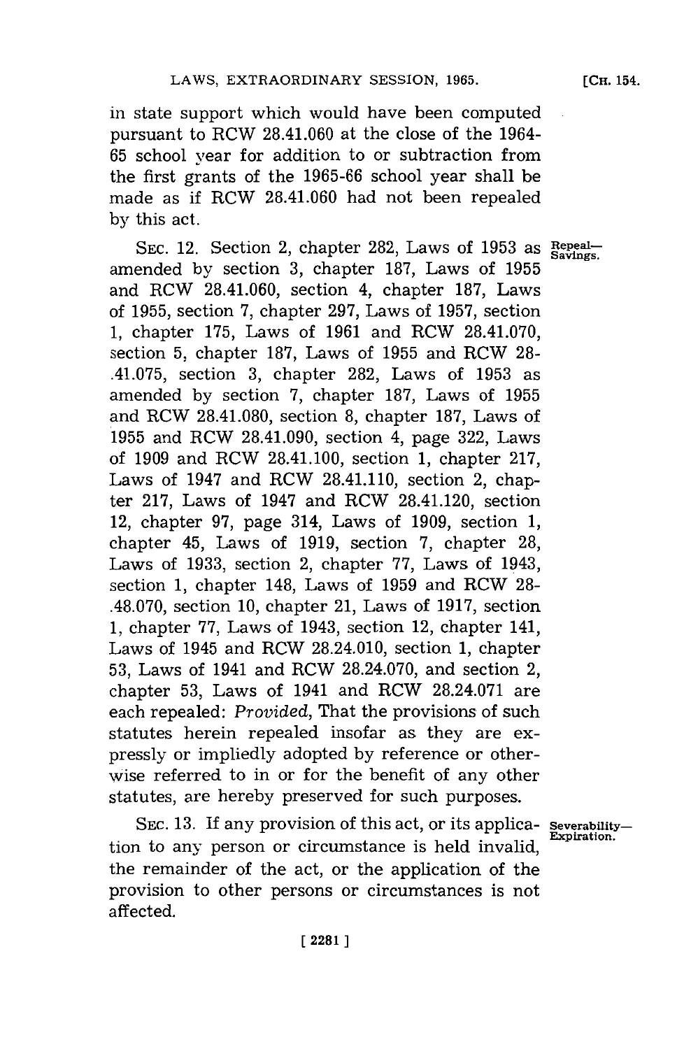in state support which would have been computed pursuant to RCW 28.41.060 at the close of the 1964-65 school year for addition to or subtraction from the first grants of the 1965-66 school year shall be made as if RCW 28.41.060 had not been repealed by this act.

Repeal—Savings.

SEC. 12. Section 2, chapter 282, Laws of 1953 as amended by section 3, chapter 187, Laws of 1955 and RCW 28.41.060, section 4, chapter 187, Laws of 1955, section 7, chapter 297, Laws of 1957, section 1, chapter 175, Laws of 1961 and RCW 28.41.070, section 5, chapter 187, Laws of 1955 and RCW 28.41.075, section 3, chapter 282, Laws of 1953 as amended by section 7, chapter 187, Laws of 1955 and RCW 28.41.080, section 8, chapter 187, Laws of 1955 and RCW 28.41.090, section 4, page 322, Laws of 1909 and RCW 28.41.100, section 1, chapter 217, Laws of 1947 and RCW 28.41.110, section 2, chapter 217, Laws of 1947 and RCW 28.41.120, section 12, chapter 97, page 314, Laws of 1909, section 1, chapter 45, Laws of 1919, section 7, chapter 28, Laws of 1933, section 2, chapter 77, Laws of 1943, section 1, chapter 148, Laws of 1959 and RCW 28.48.070, section 10, chapter 21, Laws of 1917, section 1, chapter 77, Laws of 1943, section 12, chapter 141, Laws of 1945 and RCW 28.24.010, section 1, chapter 53, Laws of 1941 and RCW 28.24.070, and section 2, chapter 53, Laws of 1941 and RCW 28.24.071 are each repealed: *Provided*, That the provisions of such statutes herein repealed insofar as they are expressly or impliedly adopted by reference or otherwise referred to in or for the benefit of any other statutes, are hereby preserved for such purposes.

Severability—Expiration.

SEC. 13. If any provision of this act, or its application to any person or circumstance is held invalid, the remainder of the act, or the application of the provision to other persons or circumstances is not affected.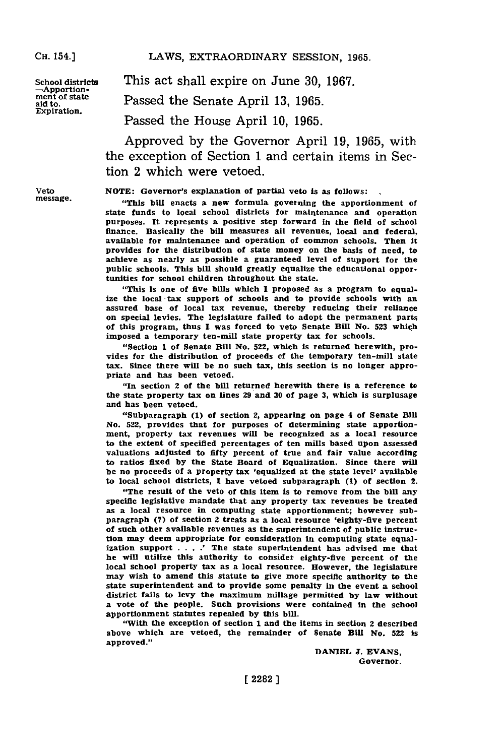School districts —Apportionment of state aid to. Expiration.

This act shall expire on June 30, 1967.

Passed the Senate April 13, 1965.

Passed the House April 10, 1965.

Approved by the Governor April 19, 1965, with the exception of Section 1 and certain items in Section 2 which were vetoed.

Veto message.

**NOTE: Governor's explanation of partial veto is as follows:**

"This bill enacts a new formula governing the apportionment of state funds to local school districts for maintenance and operation purposes. It represents a positive step forward in the field of school finance. Basically the bill measures all revenues, local and federal, available for maintenance and operation of common schools. Then it provides for the distribution of state money on the basis of need, to achieve as nearly as possible a guaranteed level of support for the public schools. This bill should greatly equalize the educational opportunities for school children throughout the state.

"This is one of five bills which I proposed as a program to equalize the local tax support of schools and to provide schools with an assured base of local tax revenue, thereby reducing their reliance on special levies. The legislature failed to adopt the permanent parts of this program, thus I was forced to veto Senate Bill No. 523 which imposed a temporary ten-mill state property tax for schools.

"Section 1 of Senate Bill No. 522, which is returned herewith, provides for the distribution of proceeds of the temporary ten-mill state tax. Since there will be no such tax, this section is no longer appropriate and has been vetoed.

"In section 2 of the bill returned herewith there is a reference to the state property tax on lines 29 and 30 of page 3, which is surplusage and has been vetoed.

"Subparagraph (1) of section 2, appearing on page 4 of Senate Bill No. 522, provides that for purposes of determining state apportionment, property tax revenues will be recognized as a local resource to the extent of specified percentages of ten mills based upon assessed valuations adjusted to fifty percent of true and fair value according to ratios fixed by the State Board of Equalization. Since there will be no proceeds of a property tax 'equalized at the state level' available to local school districts, I have vetoed subparagraph (1) of section 2.

"The result of the veto of this item is to remove from the bill any specific legislative mandate that any property tax revenues be treated as a local resource in computing state apportionment; however subparagraph (7) of section 2 treats as a local resource 'eighty-five percent of such other available revenues as the superintendent of public instruction may deem appropriate for consideration in computing state equalization support . . . .' The state superintendent has advised me that he will utilize this authority to consider eighty-five percent of the local school property tax as a local resource. However, the legislature may wish to amend this statute to give more specific authority to the state superintendent and to provide some penalty in the event a school district fails to levy the maximum millage permitted by law without a vote of the people. Such provisions were contained in the school apportionment statutes repealed by this bill.

"With the exception of section 1 and the items in section 2 described above which are vetoed, the remainder of Senate Bill No. 522 is approved."

DANIEL J. EVANS,
Governor.